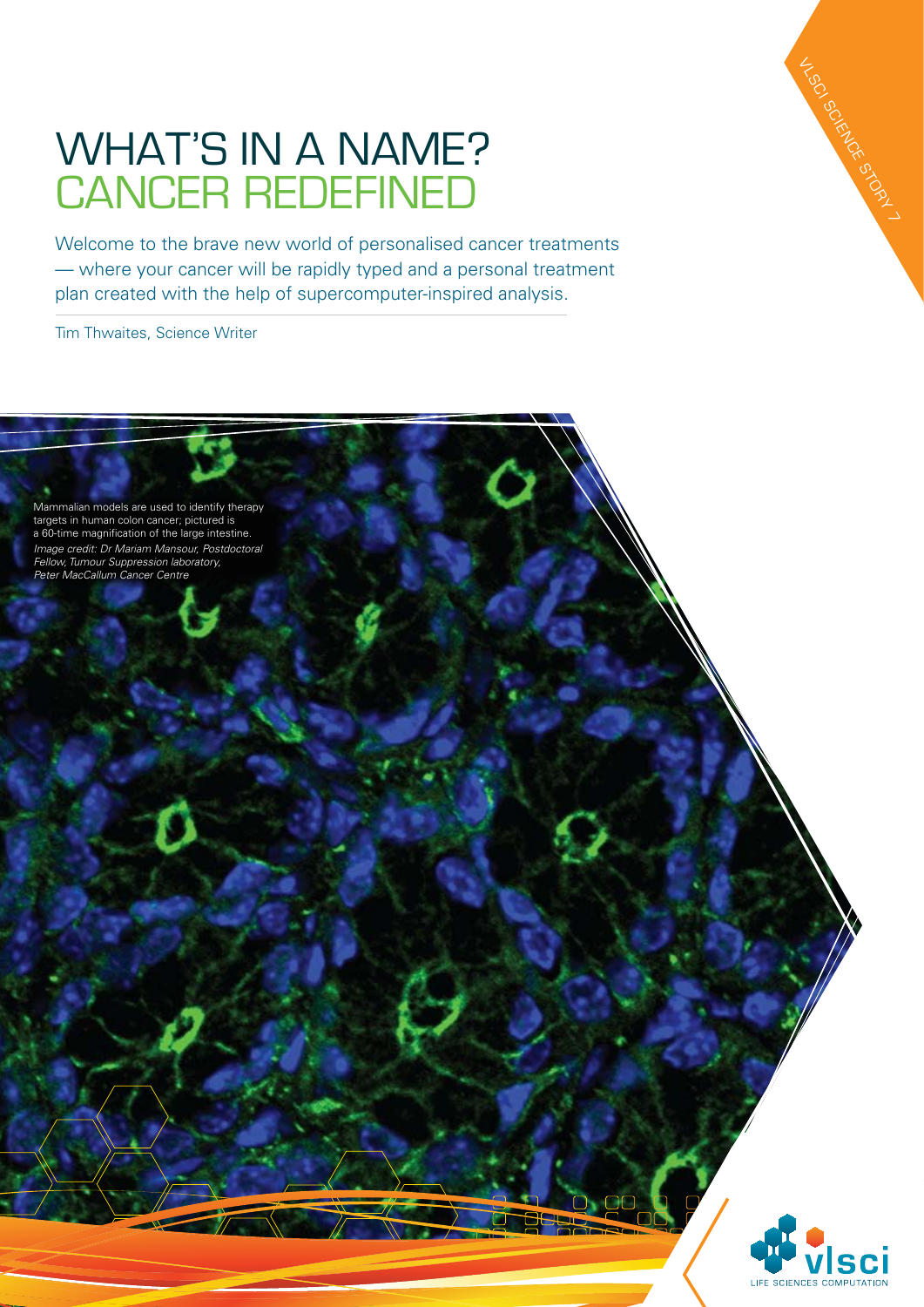# WHAT'S IN A NAME? CANCER REDEFINED

Welcome to the brave new world of personalised cancer treatments — where your cancer will be rapidly typed and a personal treatment plan created with the help of supercomputer-inspired analysis.

Tim Thwaites, Science Writer

Mammalian models are used to identify therapy targets in human colon cancer; pictured is a 60-time magnification of the large intestine.
*Image credit: Dr Mariam Mansour, Postdoctoral Fellow, Tumour Suppression laboratory, Peter MacCallum Cancer Centre*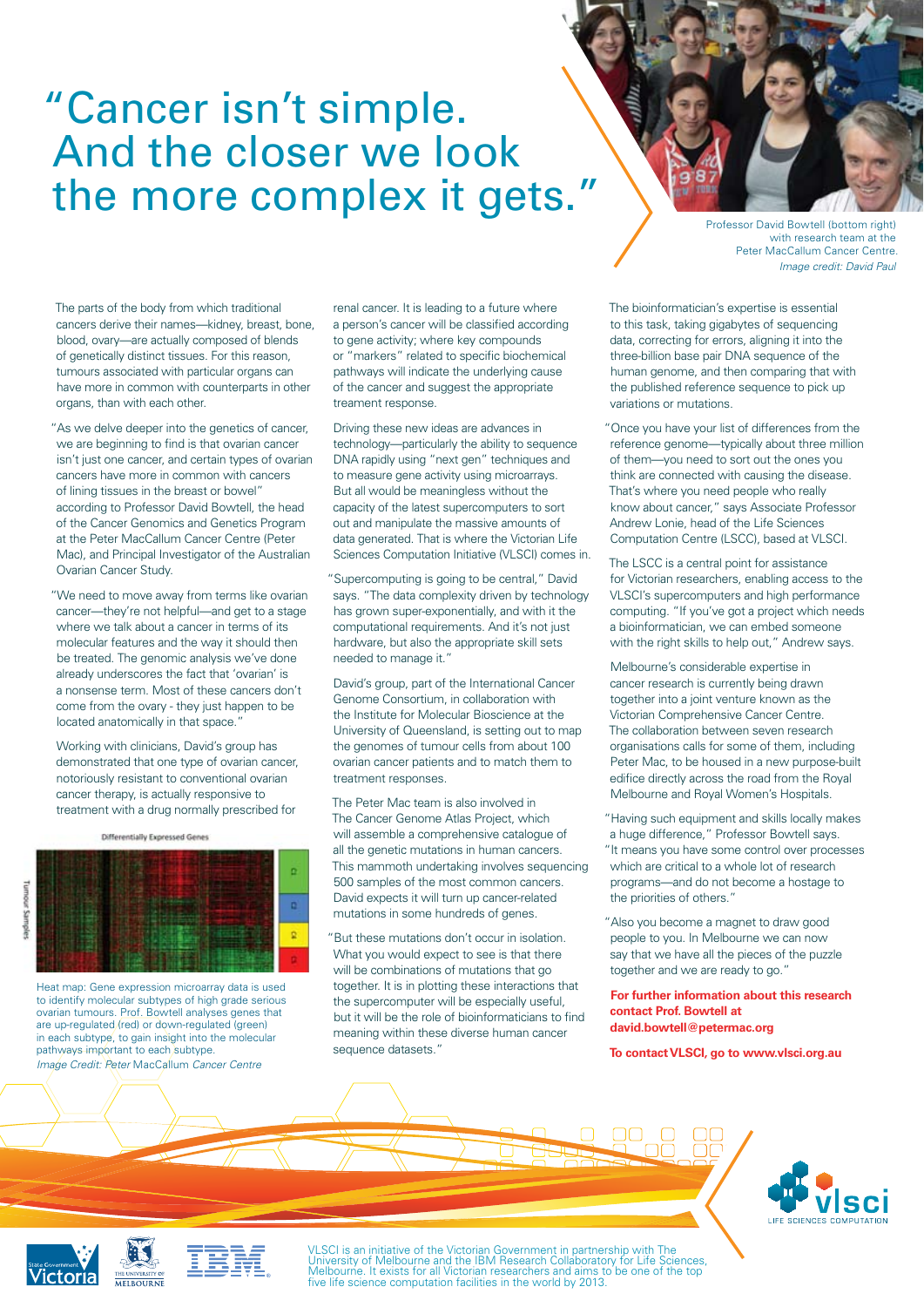# "Cancer isn't simple. And the closer we look the more complex it gets."

Professor David Bowtell (bottom right) with research team at the Peter MacCallum Cancer Centre.
*Image credit: David Paul*

The parts of the body from which traditional cancers derive their names—kidney, breast, bone, blood, ovary—are actually composed of blends of genetically distinct tissues. For this reason, tumours associated with particular organs can have more in common with counterparts in other organs, than with each other.

"As we delve deeper into the genetics of cancer, we are beginning to find is that ovarian cancer isn't just one cancer, and certain types of ovarian cancers have more in common with cancers of lining tissues in the breast or bowel" according to Professor David Bowtell, the head of the Cancer Genomics and Genetics Program at the Peter MacCallum Cancer Centre (Peter Mac), and Principal Investigator of the Australian Ovarian Cancer Study.

"We need to move away from terms like ovarian cancer—they're not helpful—and get to a stage where we talk about a cancer in terms of its molecular features and the way it should then be treated. The genomic analysis we've done already underscores the fact that 'ovarian' is a nonsense term. Most of these cancers don't come from the ovary - they just happen to be located anatomically in that space."

Working with clinicians, David's group has demonstrated that one type of ovarian cancer, notoriously resistant to conventional ovarian cancer therapy, is actually responsive to treatment with a drug normally prescribed for

Differentially Expressed Genes

Tumour Samples

C1
C2
C4
C5

Heat map: Gene expression microarray data is used to identify molecular subtypes of high grade serious ovarian tumours. Prof. Bowtell analyses genes that are up-regulated (red) or down-regulated (green) in each subtype, to gain insight into the molecular pathways important to each subtype.
*Image Credit: Peter MacCallum Cancer Centre*

renal cancer. It is leading to a future where a person's cancer will be classified according to gene activity; where key compounds or "markers" related to specific biochemical pathways will indicate the underlying cause of the cancer and suggest the appropriate treament response.

Driving these new ideas are advances in technology—particularly the ability to sequence DNA rapidly using "next gen" techniques and to measure gene activity using microarrays. But all would be meaningless without the capacity of the latest supercomputers to sort out and manipulate the massive amounts of data generated. That is where the Victorian Life Sciences Computation Initiative (VLSCI) comes in.

"Supercomputing is going to be central," David says. "The data complexity driven by technology has grown super-exponentially, and with it the computational requirements. And it's not just hardware, but also the appropriate skill sets needed to manage it."

David's group, part of the International Cancer Genome Consortium, in collaboration with the Institute for Molecular Bioscience at the University of Queensland, is setting out to map the genomes of tumour cells from about 100 ovarian cancer patients and to match them to treatment responses.

The Peter Mac team is also involved in The Cancer Genome Atlas Project, which will assemble a comprehensive catalogue of all the genetic mutations in human cancers. This mammoth undertaking involves sequencing 500 samples of the most common cancers. David expects it will turn up cancer-related mutations in some hundreds of genes.

"But these mutations don't occur in isolation. What you would expect to see is that there will be combinations of mutations that go together. It is in plotting these interactions that the supercomputer will be especially useful, but it will be the role of bioinformaticians to find meaning within these diverse human cancer sequence datasets."

The bioinformatician's expertise is essential to this task, taking gigabytes of sequencing data, correcting for errors, aligning it into the three-billion base pair DNA sequence of the human genome, and then comparing that with the published reference sequence to pick up variations or mutations.

"Once you have your list of differences from the reference genome—typically about three million of them—you need to sort out the ones you think are connected with causing the disease. That's where you need people who really know about cancer," says Associate Professor Andrew Lonie, head of the Life Sciences Computation Centre (LSCC), based at VLSCI.

The LSCC is a central point for assistance for Victorian researchers, enabling access to the VLSCI's supercomputers and high performance computing. "If you've got a project which needs a bioinformatician, we can embed someone with the right skills to help out," Andrew says.

Melbourne's considerable expertise in cancer research is currently being drawn together into a joint venture known as the Victorian Comprehensive Cancer Centre. The collaboration between seven research organisations calls for some of them, including Peter Mac, to be housed in a new purpose-built edifice directly across the road from the Royal Melbourne and Royal Women's Hospitals.

"Having such equipment and skills locally makes a huge difference," Professor Bowtell says. "It means you have some control over processes which are critical to a whole lot of research programs—and do not become a hostage to the priorities of others."

"Also you become a magnet to draw good people to you. In Melbourne we can now say that we have all the pieces of the puzzle together and we are ready to go."

**For further information about this research contact Prof. Bowtell at david.bowtell@petermac.org**

**To contact VLSCI, go to www.vlsci.org.au**

VLSCI is an initiative of the Victorian Government in partnership with The University of Melbourne and the IBM Research Collaboratory for Life Sciences, Melbourne. It exists for all Victorian researchers and aims to be one of the top five life science computation facilities in the world by 2013.